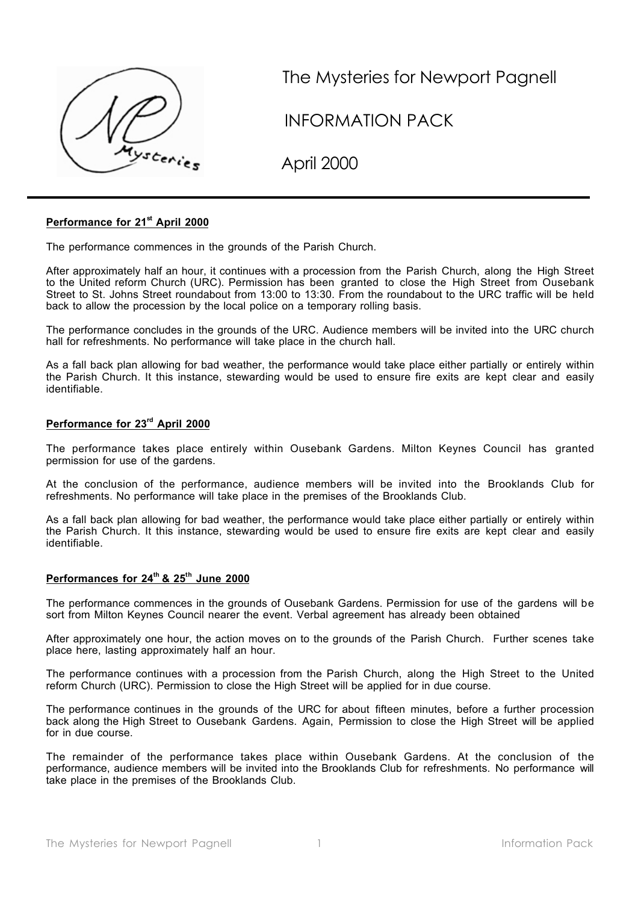# The Mysteries for Newport Pagnell

# INFORMATION PACK

# April 2000

### Performance for 21st April 2000

The performance commences in the grounds of the Parish Church.

After approximately half an hour, it continues with a procession from the Parish Church, along the High Street to the United reform Church (URC). Permission has been granted to close the High Street from Ousebank Street to St. Johns Street roundabout from 13:00 to 13:30. From the roundabout to the URC traffic will be held back to allow the procession by the local police on a temporary rolling basis.

The performance concludes in the grounds of the URC. Audience members will be invited into the URC church hall for refreshments. No performance will take place in the church hall.

As a fall back plan allowing for bad weather, the performance would take place either partially or entirely within the Parish Church. It this instance, stewarding would be used to ensure fire exits are kept clear and easily identifiable.

### Performance for 23rd April 2000

The performance takes place entirely within Ousebank Gardens. Milton Keynes Council has granted permission for use of the gardens.

At the conclusion of the performance, audience members will be invited into the Brooklands Club for refreshments. No performance will take place in the premises of the Brooklands Club.

As a fall back plan allowing for bad weather, the performance would take place either partially or entirely within the Parish Church. It this instance, stewarding would be used to ensure fire exits are kept clear and easily identifiable.

### Performances for 24th & 25th June 2000

The performance commences in the grounds of Ousebank Gardens. Permission for use of the gardens will be sort from Milton Keynes Council nearer the event. Verbal agreement has already been obtained

After approximately one hour, the action moves on to the grounds of the Parish Church. Further scenes take place here, lasting approximately half an hour.

The performance continues with a procession from the Parish Church, along the High Street to the United reform Church (URC). Permission to close the High Street will be applied for in due course.

The performance continues in the grounds of the URC for about fifteen minutes, before a further procession back along the High Street to Ousebank Gardens. Again, Permission to close the High Street will be applied for in due course.

The remainder of the performance takes place within Ousebank Gardens. At the conclusion of the performance, audience members will be invited into the Brooklands Club for refreshments. No performance will take place in the premises of the Brooklands Club.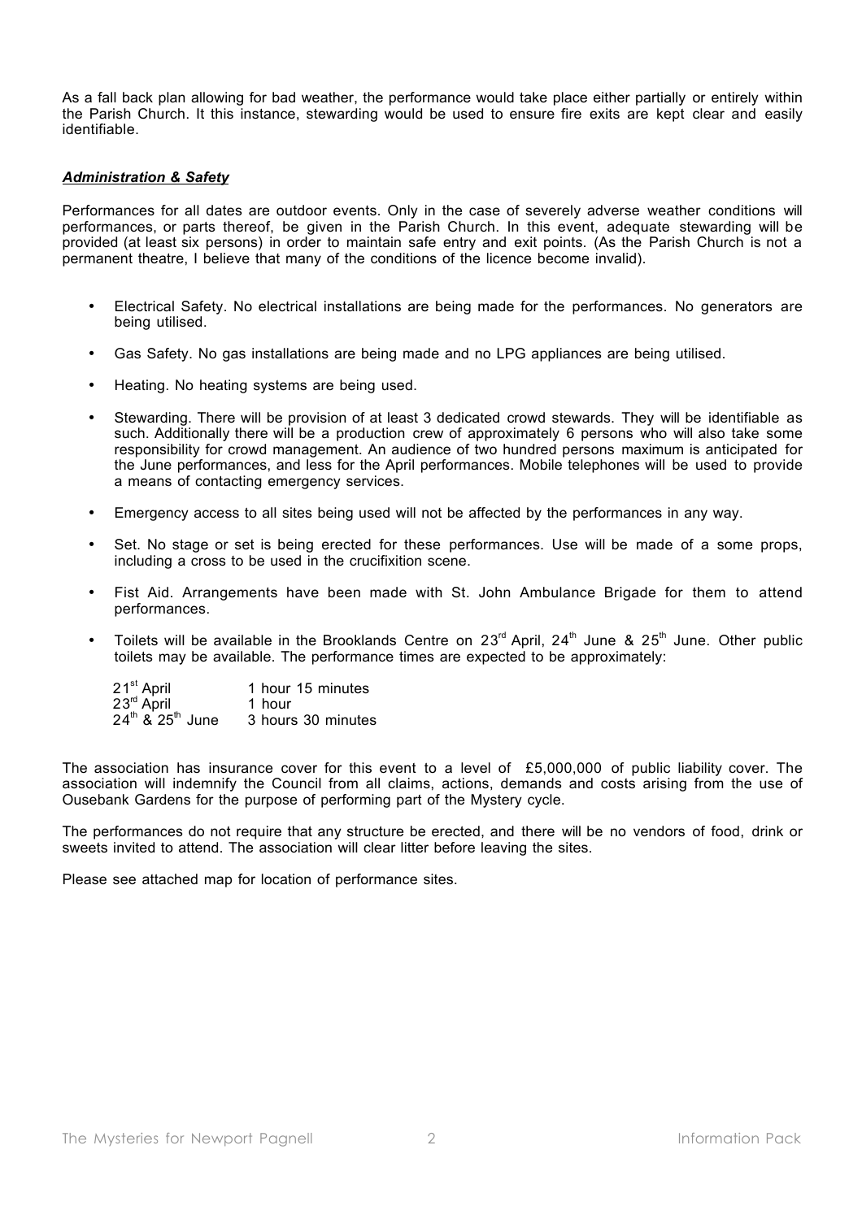As a fall back plan allowing for bad weather, the performance would take place either partially or entirely within the Parish Church. It this instance, stewarding would be used to ensure fire exits are kept clear and easily identifiable.

***Administration & Safety***

Performances for all dates are outdoor events. Only in the case of severely adverse weather conditions will performances, or parts thereof, be given in the Parish Church. In this event, adequate stewarding will be provided (at least six persons) in order to maintain safe entry and exit points. (As the Parish Church is not a permanent theatre, I believe that many of the conditions of the licence become invalid).

- Electrical Safety. No electrical installations are being made for the performances. No generators are being utilised.
- Gas Safety. No gas installations are being made and no LPG appliances are being utilised.
- Heating. No heating systems are being used.
- Stewarding. There will be provision of at least 3 dedicated crowd stewards. They will be identifiable as such. Additionally there will be a production crew of approximately 6 persons who will also take some responsibility for crowd management. An audience of two hundred persons maximum is anticipated for the June performances, and less for the April performances. Mobile telephones will be used to provide a means of contacting emergency services.
- Emergency access to all sites being used will not be affected by the performances in any way.
- Set. No stage or set is being erected for these performances. Use will be made of a some props, including a cross to be used in the crucifixition scene.
- Fist Aid. Arrangements have been made with St. John Ambulance Brigade for them to attend performances.
- Toilets will be available in the Brooklands Centre on 23rd April, 24th June & 25th June. Other public toilets may be available. The performance times are expected to be approximately:

| | |
|---|---|
| 21st April | 1 hour 15 minutes |
| 23rd April | 1 hour |
| 24th & 25th June | 3 hours 30 minutes |

The association has insurance cover for this event to a level of £5,000,000 of public liability cover. The association will indemnify the Council from all claims, actions, demands and costs arising from the use of Ousebank Gardens for the purpose of performing part of the Mystery cycle.

The performances do not require that any structure be erected, and there will be no vendors of food, drink or sweets invited to attend. The association will clear litter before leaving the sites.

Please see attached map for location of performance sites.